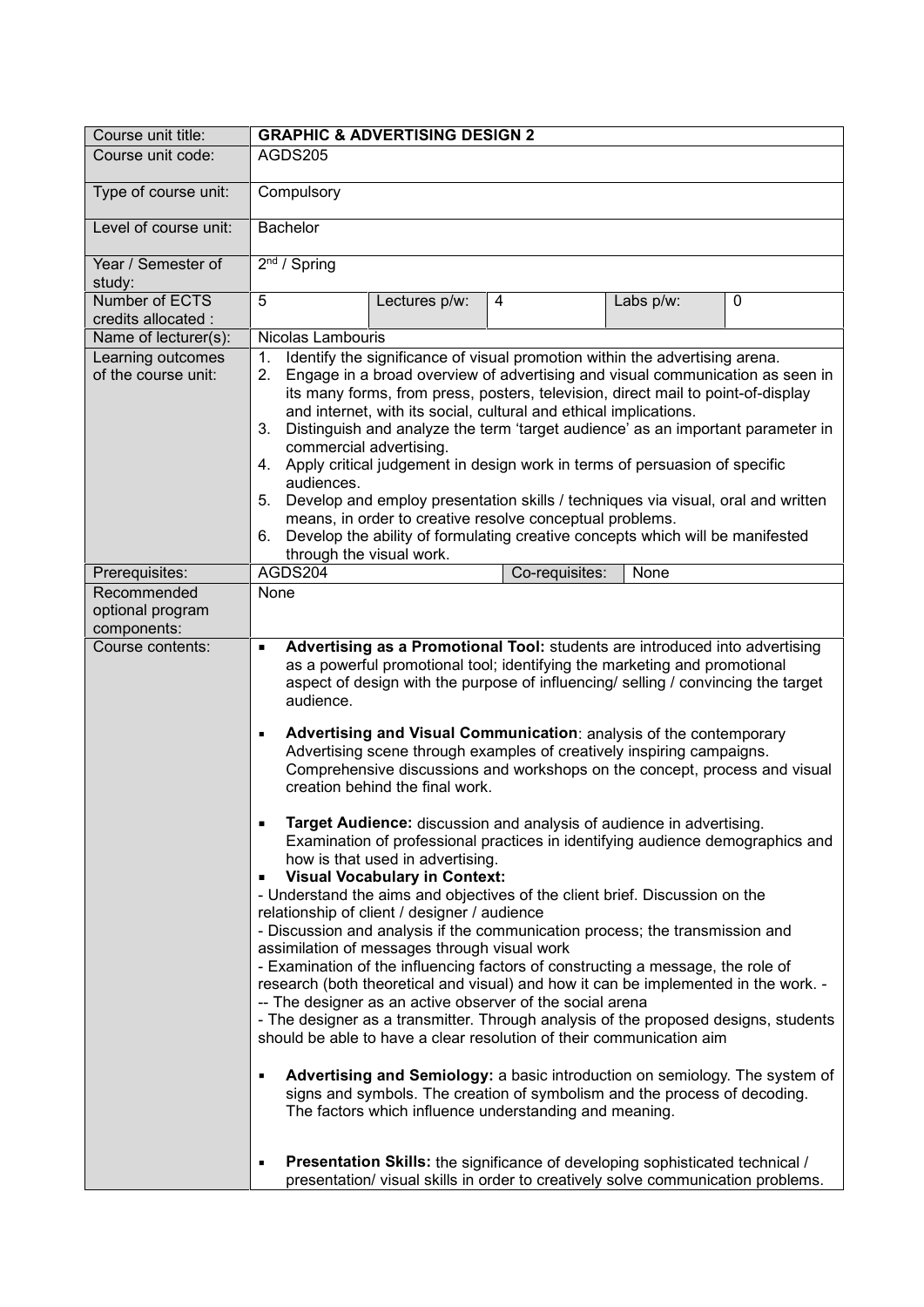| Course unit title: | **GRAPHIC & ADVERTISING DESIGN 2** | | | | |
|---|---|---|---|---|---|
| Course unit code: | AGDS205 | | | | |
| Type of course unit: | Compulsory | | | | |
| Level of course unit: | Bachelor | | | | |
| Year / Semester of study: | 2nd / Spring | | | | |
| Number of ECTS credits allocated : | 5 | Lectures p/w: | 4 | Labs p/w: | 0 |
| Name of lecturer(s): | Nicolas Lambouris | | | | |
| Learning outcomes of the course unit: | 1. Identify the significance of visual promotion within the advertising arena.<br>2. Engage in a broad overview of advertising and visual communication as seen in its many forms, from press, posters, television, direct mail to point-of-display and internet, with its social, cultural and ethical implications.<br>3. Distinguish and analyze the term 'target audience' as an important parameter in commercial advertising.<br>4. Apply critical judgement in design work in terms of persuasion of specific audiences.<br>5. Develop and employ presentation skills / techniques via visual, oral and written means, in order to creative resolve conceptual problems.<br>6. Develop the ability of formulating creative concepts which will be manifested through the visual work. | | | | |
| Prerequisites: | AGDS204 | | Co-requisites: | None | |
| Recommended optional program components: | None | | | | |
| Course contents: | ▪ **Advertising as a Promotional Tool:** students are introduced into advertising as a powerful promotional tool; identifying the marketing and promotional aspect of design with the purpose of influencing/ selling / convincing the target audience.<br><br>▪ **Advertising and Visual Communication**: analysis of the contemporary Advertising scene through examples of creatively inspiring campaigns. Comprehensive discussions and workshops on the concept, process and visual creation behind the final work.<br><br>▪ **Target Audience:** discussion and analysis of audience in advertising. Examination of professional practices in identifying audience demographics and how is that used in advertising.<br>▪ **Visual Vocabulary in Context:**<br>- Understand the aims and objectives of the client brief. Discussion on the relationship of client / designer / audience<br>- Discussion and analysis if the communication process; the transmission and assimilation of messages through visual work<br>- Examination of the influencing factors of constructing a message, the role of research (both theoretical and visual) and how it can be implemented in the work. -<br>-- The designer as an active observer of the social arena<br>- The designer as a transmitter. Through analysis of the proposed designs, students should be able to have a clear resolution of their communication aim<br><br>▪ **Advertising and Semiology:** a basic introduction on semiology. The system of signs and symbols. The creation of symbolism and the process of decoding. The factors which influence understanding and meaning.<br><br>▪ **Presentation Skills:** the significance of developing sophisticated technical / presentation/ visual skills in order to creatively solve communication problems. | | | | |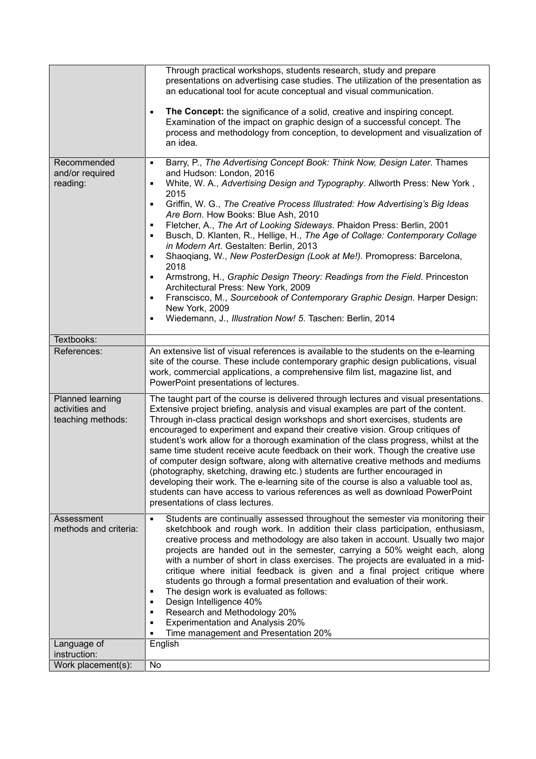| | |
|---|---|
| | Through practical workshops, students research, study and prepare presentations on advertising case studies. The utilization of the presentation as an educational tool for acute conceptual and visual communication.<br><br>▪ **The Concept:** the significance of a solid, creative and inspiring concept. Examination of the impact on graphic design of a successful concept. The process and methodology from conception, to development and visualization of an idea. |
| Recommended and/or required reading: | ▪ Barry, P., *The Advertising Concept Book: Think Now, Design Later*. Thames and Hudson: London, 2016<br>▪ White, W. A., *Advertising Design and Typography*. Allworth Press: New York , 2015<br>▪ Griffin, W. G., *The Creative Process Illustrated: How Advertising's Big Ideas Are Born*. How Books: Blue Ash, 2010<br>▪ Fletcher, A., *The Art of Looking Sideways*. Phaidon Press: Berlin, 2001<br>▪ Busch, D. Klanten, R., Hellige, H., *The Age of Collage: Contemporary Collage in Modern Art*. Gestalten: Berlin, 2013<br>▪ Shaoqiang, W., *New PosterDesign (Look at Me!)*. Promopress: Barcelona, 2018<br>▪ Armstrong, H., *Graphic Design Theory: Readings from the Field*. Princeton Architectural Press: New York, 2009<br>▪ Franscisco, M., *Sourcebook of Contemporary Graphic Design*. Harper Design: New York, 2009<br>▪ Wiedemann, J., *Illustration Now! 5*. Taschen: Berlin, 2014 |
| Textbooks: | |
| References: | An extensive list of visual references is available to the students on the e-learning site of the course. These include contemporary graphic design publications, visual work, commercial applications, a comprehensive film list, magazine list, and PowerPoint presentations of lectures. |
| Planned learning activities and teaching methods: | The taught part of the course is delivered through lectures and visual presentations. Extensive project briefing, analysis and visual examples are part of the content. Through in-class practical design workshops and short exercises, students are encouraged to experiment and expand their creative vision. Group critiques of student's work allow for a thorough examination of the class progress, whilst at the same time student receive acute feedback on their work. Though the creative use of computer design software, along with alternative creative methods and mediums (photography, sketching, drawing etc.) students are further encouraged in developing their work. The e-learning site of the course is also a valuable tool as, students can have access to various references as well as download PowerPoint presentations of class lectures. |
| Assessment methods and criteria: | ▪ Students are continually assessed throughout the semester via monitoring their sketchbook and rough work. In addition their class participation, enthusiasm, creative process and methodology are also taken in account. Usually two major projects are handed out in the semester, carrying a 50% weight each, along with a number of short in class exercises. The projects are evaluated in a mid-critique where initial feedback is given and a final project critique where students go through a formal presentation and evaluation of their work.<br>▪ The design work is evaluated as follows:<br>▪ Design Intelligence 40%<br>▪ Research and Methodology 20%<br>▪ Experimentation and Analysis 20%<br>▪ Time management and Presentation 20% |
| Language of instruction: | English |
| Work placement(s): | No |